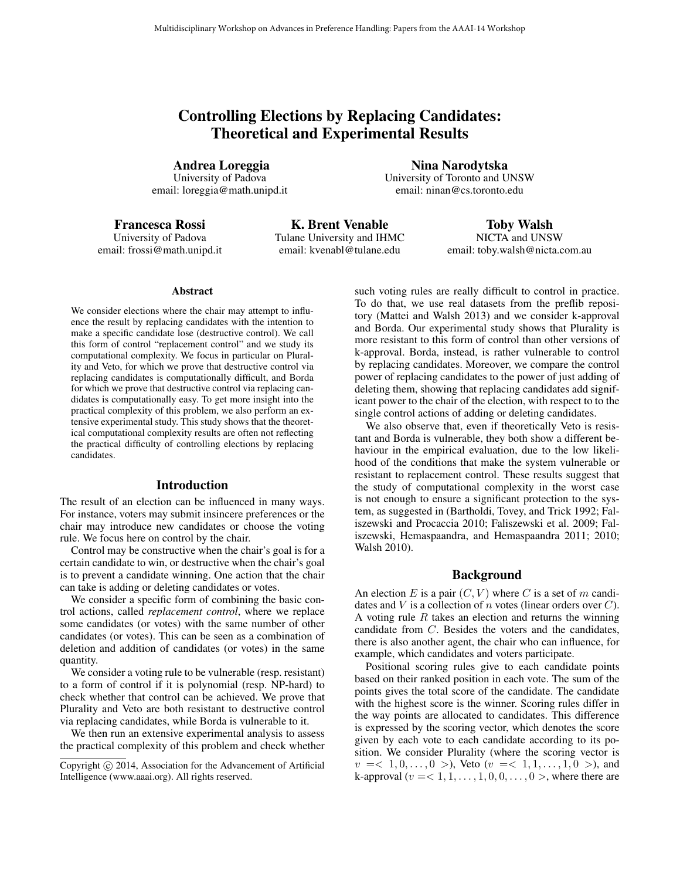# Controlling Elections by Replacing Candidates: Theoretical and Experimental Results

**Andrea Loreggia**
University of Padova
email: loreggia@math.unipd.it

**Nina Narodytska**
University of Toronto and UNSW
email: ninan@cs.toronto.edu

**Francesca Rossi**
University of Padova
email: frossi@math.unipd.it

**K. Brent Venable**
Tulane University and IHMC
email: kvenabl@tulane.edu

**Toby Walsh**
NICTA and UNSW
email: toby.walsh@nicta.com.au

## Abstract

We consider elections where the chair may attempt to influence the result by replacing candidates with the intention to make a specific candidate lose (destructive control). We call this form of control "replacement control" and we study its computational complexity. We focus in particular on Plurality and Veto, for which we prove that destructive control via replacing candidates is computationally difficult, and Borda for which we prove that destructive control via replacing candidates is computationally easy. To get more insight into the practical complexity of this problem, we also perform an extensive experimental study. This study shows that the theoretical computational complexity results are often not reflecting the practical difficulty of controlling elections by replacing candidates.

## Introduction

The result of an election can be influenced in many ways. For instance, voters may submit insincere preferences or the chair may introduce new candidates or choose the voting rule. We focus here on control by the chair.

Control may be constructive when the chair's goal is for a certain candidate to win, or destructive when the chair's goal is to prevent a candidate winning. One action that the chair can take is adding or deleting candidates or votes.

We consider a specific form of combining the basic control actions, called *replacement control*, where we replace some candidates (or votes) with the same number of other candidates (or votes). This can be seen as a combination of deletion and addition of candidates (or votes) in the same quantity.

We consider a voting rule to be vulnerable (resp. resistant) to a form of control if it is polynomial (resp. NP-hard) to check whether that control can be achieved. We prove that Plurality and Veto are both resistant to destructive control via replacing candidates, while Borda is vulnerable to it.

We then run an extensive experimental analysis to assess the practical complexity of this problem and check whether such voting rules are really difficult to control in practice. To do that, we use real datasets from the preflib repository (Mattei and Walsh 2013) and we consider k-approval and Borda. Our experimental study shows that Plurality is more resistant to this form of control than other versions of k-approval. Borda, instead, is rather vulnerable to control by replacing candidates. Moreover, we compare the control power of replacing candidates to the power of just adding of deleting them, showing that replacing candidates add significant power to the chair of the election, with respect to to the single control actions of adding or deleting candidates.

We also observe that, even if theoretically Veto is resistant and Borda is vulnerable, they both show a different behaviour in the empirical evaluation, due to the low likelihood of the conditions that make the system vulnerable or resistant to replacement control. These results suggest that the study of computational complexity in the worst case is not enough to ensure a significant protection to the system, as suggested in (Bartholdi, Tovey, and Trick 1992; Faliszewski and Procaccia 2010; Faliszewski et al. 2009; Faliszewski, Hemaspaandra, and Hemaspaandra 2011; 2010; Walsh 2010).

## Background

An election $E$ is a pair $(C, V)$ where $C$ is a set of $m$ candidates and $V$ is a collection of $n$ votes (linear orders over $C$). A voting rule $R$ takes an election and returns the winning candidate from $C$. Besides the voters and the candidates, there is also another agent, the chair who can influence, for example, which candidates and voters participate.

Positional scoring rules give to each candidate points based on their ranked position in each vote. The sum of the points gives the total score of the candidate. The candidate with the highest score is the winner. Scoring rules differ in the way points are allocated to candidates. This difference is expressed by the scoring vector, which denotes the score given by each vote to each candidate according to its position. We consider Plurality (where the scoring vector is $v = < 1, 0, \ldots, 0 >$), Veto ($v = < 1, 1, \ldots, 1, 0 >$), and k-approval ($v = < 1, 1, \ldots, 1, 0, 0, \ldots, 0 >$, where there are

Copyright © 2014, Association for the Advancement of Artificial Intelligence (www.aaai.org). All rights reserved.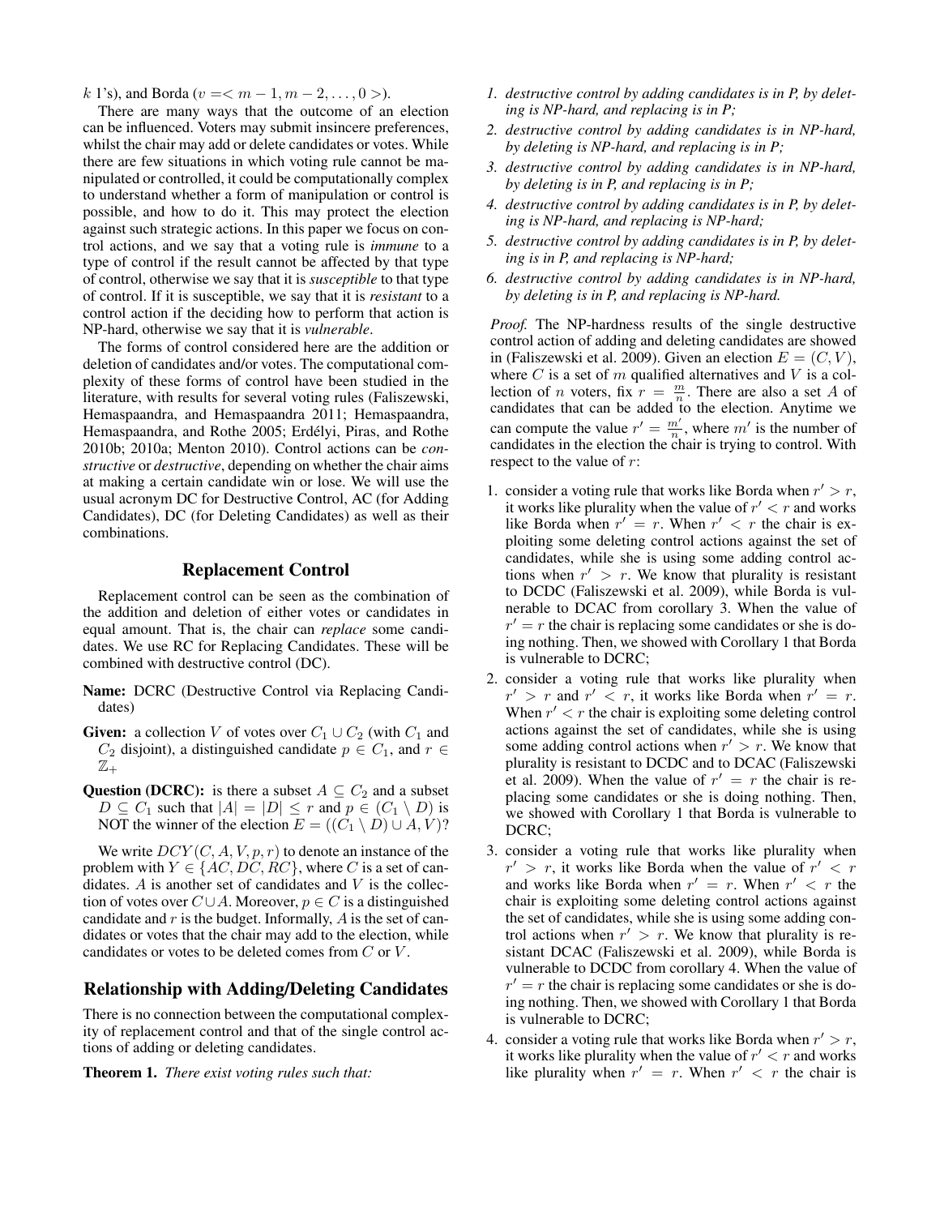$k$ 1's), and Borda ($v = < m-1, m-2, \dots, 0 >$).

There are many ways that the outcome of an election can be influenced. Voters may submit insincere preferences, whilst the chair may add or delete candidates or votes. While there are few situations in which voting rule cannot be manipulated or controlled, it could be computationally complex to understand whether a form of manipulation or control is possible, and how to do it. This may protect the election against such strategic actions. In this paper we focus on control actions, and we say that a voting rule is *immune* to a type of control if the result cannot be affected by that type of control, otherwise we say that it is *susceptible* to that type of control. If it is susceptible, we say that it is *resistant* to a control action if the deciding how to perform that action is NP-hard, otherwise we say that it is *vulnerable*.

The forms of control considered here are the addition or deletion of candidates and/or votes. The computational complexity of these forms of control have been studied in the literature, with results for several voting rules (Faliszewski, Hemaspaandra, and Hemaspaandra 2011; Hemaspaandra, Hemaspaandra, and Rothe 2005; Erdélyi, Piras, and Rothe 2010b; 2010a; Menton 2010). Control actions can be *constructive* or *destructive*, depending on whether the chair aims at making a certain candidate win or lose. We will use the usual acronym DC for Destructive Control, AC (for Adding Candidates), DC (for Deleting Candidates) as well as their combinations.

## Replacement Control

Replacement control can be seen as the combination of the addition and deletion of either votes or candidates in equal amount. That is, the chair can *replace* some candidates. We use RC for Replacing Candidates. These will be combined with destructive control (DC).

**Name:** DCRC (Destructive Control via Replacing Candidates)

**Given:** a collection $V$ of votes over $C_1 \cup C_2$ (with $C_1$ and $C_2$ disjoint), a distinguished candidate $p \in C_1$, and $r \in \mathbb{Z}_+$

**Question (DCRC):** is there a subset $A \subseteq C_2$ and a subset $D \subseteq C_1$ such that $|A| = |D| \leq r$ and $p \in (C_1 \setminus D)$ is NOT the winner of the election $E = ((C_1 \setminus D) \cup A, V)$?

We write $DCY(C, A, V, p, r)$ to denote an instance of the problem with $Y \in \{AC, DC, RC\}$, where $C$ is a set of candidates. $A$ is another set of candidates and $V$ is the collection of votes over $C \cup A$. Moreover, $p \in C$ is a distinguished candidate and $r$ is the budget. Informally, $A$ is the set of candidates or votes that the chair may add to the election, while candidates or votes to be deleted comes from $C$ or $V$.

## Relationship with Adding/Deleting Candidates

There is no connection between the computational complexity of replacement control and that of the single control actions of adding or deleting candidates.

**Theorem 1.** *There exist voting rules such that:*

1. *destructive control by adding candidates is in P, by deleting is NP-hard, and replacing is in P;*
2. *destructive control by adding candidates is in NP-hard, by deleting is NP-hard, and replacing is in P;*
3. *destructive control by adding candidates is in NP-hard, by deleting is in P, and replacing is in P;*
4. *destructive control by adding candidates is in P, by deleting is NP-hard, and replacing is NP-hard;*
5. *destructive control by adding candidates is in P, by deleting is in P, and replacing is NP-hard;*
6. *destructive control by adding candidates is in NP-hard, by deleting is in P, and replacing is NP-hard.*

*Proof.* The NP-hardness results of the single destructive control action of adding and deleting candidates are showed in (Faliszewski et al. 2009). Given an election $E = (C, V)$, where $C$ is a set of $m$ qualified alternatives and $V$ is a collection of $n$ voters, fix $r = \frac{m}{n}$. There are also a set $A$ of candidates that can be added to the election. Anytime we can compute the value $r' = \frac{m'}{n}$, where $m'$ is the number of candidates in the election the chair is trying to control. With respect to the value of $r$:

1. consider a voting rule that works like Borda when $r' > r$, it works like plurality when the value of $r' < r$ and works like Borda when $r' = r$. When $r' < r$ the chair is exploiting some deleting control actions against the set of candidates, while she is using some adding control actions when $r' > r$. We know that plurality is resistant to DCDC (Faliszewski et al. 2009), while Borda is vulnerable to DCAC from corollary 3. When the value of $r' = r$ the chair is replacing some candidates or she is doing nothing. Then, we showed with Corollary 1 that Borda is vulnerable to DCRC;
2. consider a voting rule that works like plurality when $r' > r$ and $r' < r$, it works like Borda when $r' = r$. When $r' < r$ the chair is exploiting some deleting control actions against the set of candidates, while she is using some adding control actions when $r' > r$. We know that plurality is resistant to DCDC and to DCAC (Faliszewski et al. 2009). When the value of $r' = r$ the chair is replacing some candidates or she is doing nothing. Then, we showed with Corollary 1 that Borda is vulnerable to DCRC;
3. consider a voting rule that works like plurality when $r' > r$, it works like Borda when the value of $r' < r$ and works like Borda when $r' = r$. When $r' < r$ the chair is exploiting some deleting control actions against the set of candidates, while she is using some adding control actions when $r' > r$. We know that plurality is resistant DCAC (Faliszewski et al. 2009), while Borda is vulnerable to DCDC from corollary 4. When the value of $r' = r$ the chair is replacing some candidates or she is doing nothing. Then, we showed with Corollary 1 that Borda is vulnerable to DCRC;
4. consider a voting rule that works like Borda when $r' > r$, it works like plurality when the value of $r' < r$ and works like plurality when $r' = r$. When $r' < r$ the chair is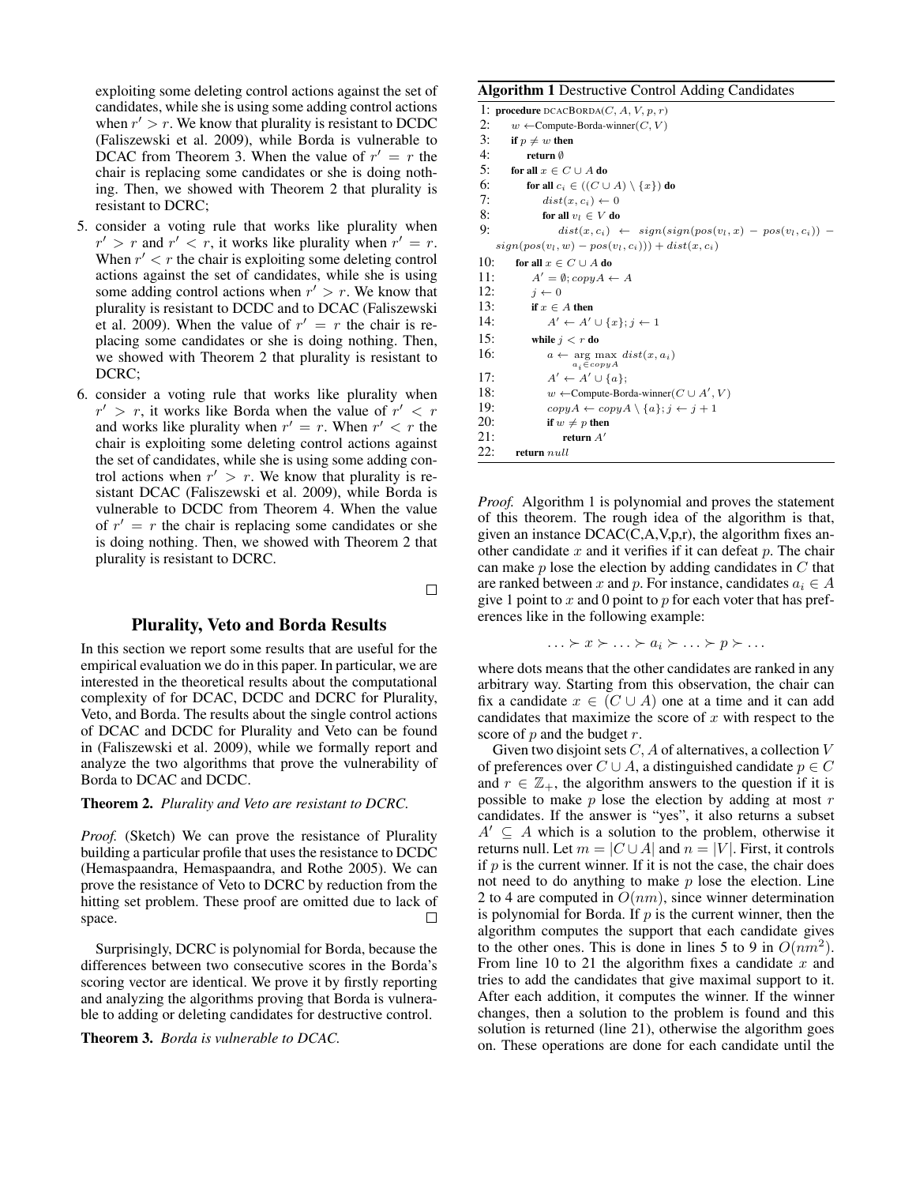exploiting some deleting control actions against the set of candidates, while she is using some adding control actions when $r' > r$. We know that plurality is resistant to DCDC (Faliszewski et al. 2009), while Borda is vulnerable to DCAC from Theorem 3. When the value of $r' = r$ the chair is replacing some candidates or she is doing nothing. Then, we showed with Theorem 2 that plurality is resistant to DCRC;

5. consider a voting rule that works like plurality when $r' > r$ and $r' < r$, it works like plurality when $r' = r$. When $r' < r$ the chair is exploiting some deleting control actions against the set of candidates, while she is using some adding control actions when $r' > r$. We know that plurality is resistant to DCDC and to DCAC (Faliszewski et al. 2009). When the value of $r' = r$ the chair is replacing some candidates or she is doing nothing. Then, we showed with Theorem 2 that plurality is resistant to DCRC;
6. consider a voting rule that works like plurality when $r' > r$, it works like Borda when the value of $r' < r$ and works like plurality when $r' = r$. When $r' < r$ the chair is exploiting some deleting control actions against the set of candidates, while she is using some adding control actions when $r' > r$. We know that plurality is resistant DCAC (Faliszewski et al. 2009), while Borda is vulnerable to DCDC from Theorem 4. When the value of $r' = r$ the chair is replacing some candidates or she is doing nothing. Then, we showed with Theorem 2 that plurality is resistant to DCRC.

□

## Plurality, Veto and Borda Results

In this section we report some results that are useful for the empirical evaluation we do in this paper. In particular, we are interested in the theoretical results about the computational complexity of for DCAC, DCDC and DCRC for Plurality, Veto, and Borda. The results about the single control actions of DCAC and DCDC for Plurality and Veto can be found in (Faliszewski et al. 2009), while we formally report and analyze the two algorithms that prove the vulnerability of Borda to DCAC and DCDC.

**Theorem 2.** *Plurality and Veto are resistant to DCRC.*

*Proof.* (Sketch) We can prove the resistance of Plurality building a particular profile that uses the resistance to DCDC (Hemaspaandra, Hemaspaandra, and Rothe 2005). We can prove the resistance of Veto to DCRC by reduction from the hitting set problem. These proof are omitted due to lack of space. □

Surprisingly, DCRC is polynomial for Borda, because the differences between two consecutive scores in the Borda's scoring vector are identical. We prove it by firstly reporting and analyzing the algorithms proving that Borda is vulnerable to adding or deleting candidates for destructive control.

**Theorem 3.** *Borda is vulnerable to DCAC.*

**Algorithm 1** Destructive Control Adding Candidates

```
1:  procedure DCACBORDA(C, A, V, p, r)
2:      w ← Compute-Borda-winner(C, V)
3:      if p ≠ w then
4:          return ∅
5:      for all x ∈ C ∪ A do
6:          for all c_i ∈ ((C ∪ A) \ {x}) do
7:              dist(x, c_i) ← 0
8:              for all v_l ∈ V do
9:                  dist(x, c_i) ← sign(sign(pos(v_l, x) − pos(v_l, c_i)) −
        sign(pos(v_l, w) − pos(v_l, c_i))) + dist(x, c_i)
10:     for all x ∈ C ∪ A do
11:         A' = ∅; copyA ← A
12:         j ← 0
13:         if x ∈ A then
14:             A' ← A' ∪ {x}; j ← 1
15:         while j < r do
16:             a ← arg max_{a_i ∈ copyA} dist(x, a_i)
17:             A' ← A' ∪ {a};
18:             w ← Compute-Borda-winner(C ∪ A', V)
19:             copyA ← copyA \ {a}; j ← j + 1
20:             if w ≠ p then
21:                 return A'
22:     return null
```

*Proof.* Algorithm 1 is polynomial and proves the statement of this theorem. The rough idea of the algorithm is that, given an instance DCAC(C,A,V,p,r), the algorithm fixes another candidate $x$ and it verifies if it can defeat $p$. The chair can make $p$ lose the election by adding candidates in $C$ that are ranked between $x$ and $p$. For instance, candidates $a_i \in A$ give 1 point to $x$ and 0 point to $p$ for each voter that has preferences like in the following example:

$$\ldots \succ x \succ \ldots \succ a_i \succ \ldots \succ p \succ \ldots$$

where dots means that the other candidates are ranked in any arbitrary way. Starting from this observation, the chair can fix a candidate $x \in (C \cup A)$ one at a time and it can add candidates that maximize the score of $x$ with respect to the score of $p$ and the budget $r$.

Given two disjoint sets $C, A$ of alternatives, a collection $V$ of preferences over $C \cup A$, a distinguished candidate $p \in C$ and $r \in \mathbb{Z}_+$, the algorithm answers to the question if it is possible to make $p$ lose the election by adding at most $r$ candidates. If the answer is "yes", it also returns a subset $A' \subseteq A$ which is a solution to the problem, otherwise it returns null. Let $m = |C \cup A|$ and $n = |V|$. First, it controls if $p$ is the current winner. If it is not the case, the chair does not need to do anything to make $p$ lose the election. Line 2 to 4 are computed in $O(nm)$, since winner determination is polynomial for Borda. If $p$ is the current winner, then the algorithm computes the support that each candidate gives to the other ones. This is done in lines 5 to 9 in $O(nm^2)$. From line 10 to 21 the algorithm fixes a candidate $x$ and tries to add the candidates that give maximal support to it. After each addition, it computes the winner. If the winner changes, then a solution to the problem is found and this solution is returned (line 21), otherwise the algorithm goes on. These operations are done for each candidate until the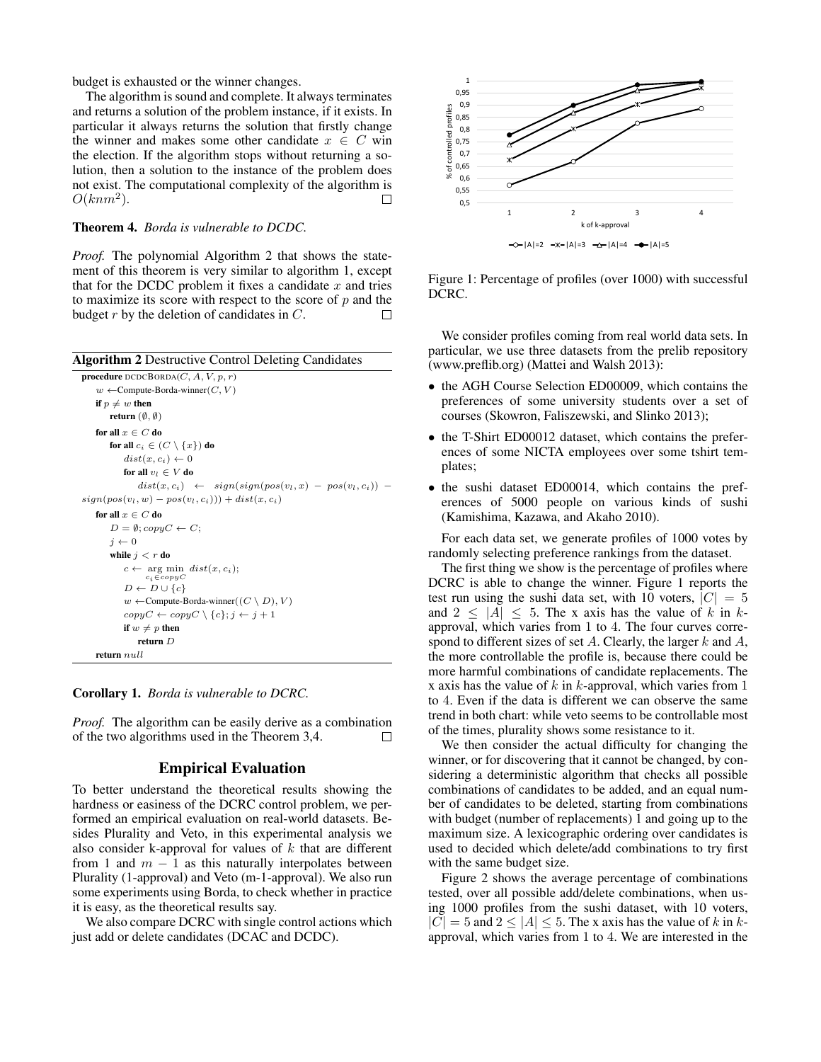budget is exhausted or the winner changes.

The algorithm is sound and complete. It always terminates and returns a solution of the problem instance, if it exists. In particular it always returns the solution that firstly change the winner and makes some other candidate $x \in C$ win the election. If the algorithm stops without returning a solution, then a solution to the instance of the problem does not exist. The computational complexity of the algorithm is $O(knm^2)$. □

**Theorem 4.** *Borda is vulnerable to DCDC.*

*Proof.* The polynomial Algorithm 2 that shows the statement of this theorem is very similar to algorithm 1, except that for the DCDC problem it fixes a candidate $x$ and tries to maximize its score with respect to the score of $p$ and the budget $r$ by the deletion of candidates in $C$. □

**Algorithm 2** Destructive Control Deleting Candidates

```
procedure DCDCBORDA(C, A, V, p, r)
    w ← Compute-Borda-winner(C, V)
    if p ≠ w then
        return (∅, ∅)
    for all x ∈ C do
        for all c_i ∈ (C \ {x}) do
            dist(x, c_i) ← 0
            for all v_l ∈ V do
                dist(x, c_i) ← sign(sign(pos(v_l, x) − pos(v_l, c_i)) −
sign(pos(v_l, w) − pos(v_l, c_i))) + dist(x, c_i)
    for all x ∈ C do
        D = ∅; copyC ← C;
        j ← 0
        while j < r do
            c ← arg min_{c_i ∈ copyC} dist(x, c_i);
            D ← D ∪ {c}
            w ← Compute-Borda-winner((C \ D), V)
            copyC ← copyC \ {c}; j ← j + 1
            if w ≠ p then
                return D
    return null
```

**Corollary 1.** *Borda is vulnerable to DCRC.*

*Proof.* The algorithm can be easily derive as a combination of the two algorithms used in the Theorem 3,4. □

## Empirical Evaluation

To better understand the theoretical results showing the hardness or easiness of the DCRC control problem, we performed an empirical evaluation on real-world datasets. Besides Plurality and Veto, in this experimental analysis we also consider k-approval for values of $k$ that are different from 1 and $m - 1$ as this naturally interpolates between Plurality (1-approval) and Veto (m-1-approval). We also run some experiments using Borda, to check whether in practice it is easy, as the theoretical results say.

We also compare DCRC with single control actions which just add or delete candidates (DCAC and DCDC).

1
0,95
0,9
0,85
0,8
0,75
0,7
0,65
0,6
0,55
0,5
% of controlled profiles
1 2 3 4
k of k-approval
|A|=2 |A|=3 |A|=4 |A|=5

Figure 1: Percentage of profiles (over 1000) with successful DCRC.

We consider profiles coming from real world data sets. In particular, we use three datasets from the prelib repository (www.preflib.org) (Mattei and Walsh 2013):

- the AGH Course Selection ED00009, which contains the preferences of some university students over a set of courses (Skowron, Faliszewski, and Slinko 2013);
- the T-Shirt ED00012 dataset, which contains the preferences of some NICTA employees over some tshirt templates;
- the sushi dataset ED00014, which contains the preferences of 5000 people on various kinds of sushi (Kamishima, Kazawa, and Akaho 2010).

For each data set, we generate profiles of 1000 votes by randomly selecting preference rankings from the dataset.

The first thing we show is the percentage of profiles where DCRC is able to change the winner. Figure 1 reports the test run using the sushi data set, with 10 voters, $|C| = 5$ and $2 \leq |A| \leq 5$. The x axis has the value of $k$ in $k$-approval, which varies from 1 to 4. The four curves correspond to different sizes of set $A$. Clearly, the larger $k$ and $A$, the more controllable the profile is, because there could be more harmful combinations of candidate replacements. The x axis has the value of $k$ in $k$-approval, which varies from 1 to 4. Even if the data is different we can observe the same trend in both chart: while veto seems to be controllable most of the times, plurality shows some resistance to it.

We then consider the actual difficulty for changing the winner, or for discovering that it cannot be changed, by considering a deterministic algorithm that checks all possible combinations of candidates to be added, and an equal number of candidates to be deleted, starting from combinations with budget (number of replacements) 1 and going up to the maximum size. A lexicographic ordering over candidates is used to decided which delete/add combinations to try first with the same budget size.

Figure 2 shows the average percentage of combinations tested, over all possible add/delete combinations, when using 1000 profiles from the sushi dataset, with 10 voters, $|C| = 5$ and $2 \leq |A| \leq 5$. The x axis has the value of $k$ in $k$-approval, which varies from 1 to 4. We are interested in the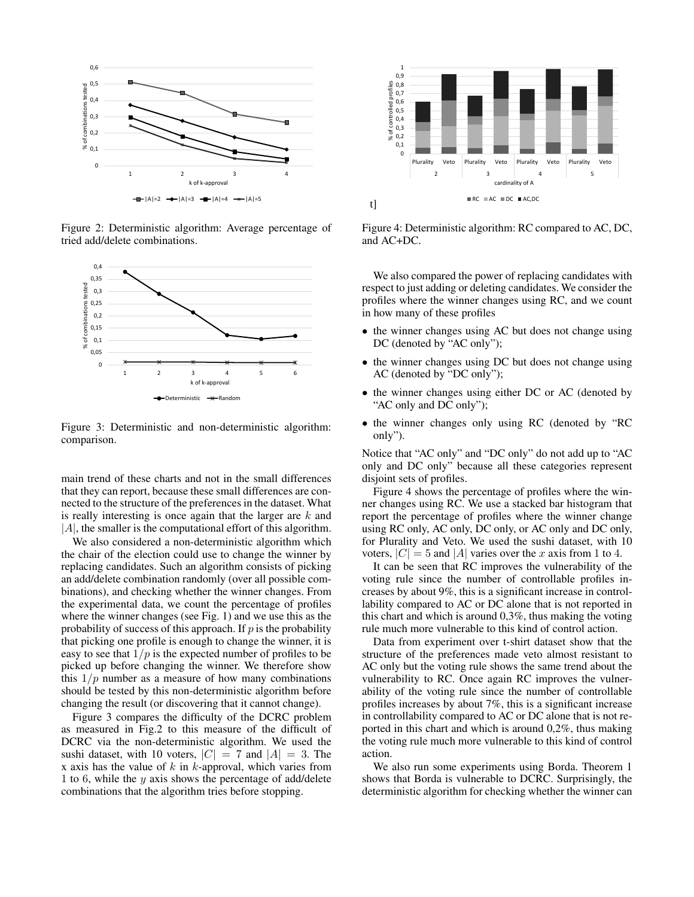Figure 2: Deterministic algorithm: Average percentage of tried add/delete combinations.

Figure 3: Deterministic and non-deterministic algorithm: comparison.

main trend of these charts and not in the small differences that they can report, because these small differences are connected to the structure of the preferences in the dataset. What is really interesting is once again that the larger are $k$ and $|A|$, the smaller is the computational effort of this algorithm.

We also considered a non-deterministic algorithm which the chair of the election could use to change the winner by replacing candidates. Such an algorithm consists of picking an add/delete combination randomly (over all possible combinations), and checking whether the winner changes. From the experimental data, we count the percentage of profiles where the winner changes (see Fig. 1) and we use this as the probability of success of this approach. If $p$ is the probability that picking one profile is enough to change the winner, it is easy to see that $1/p$ is the expected number of profiles to be picked up before changing the winner. We therefore show this $1/p$ number as a measure of how many combinations should be tested by this non-deterministic algorithm before changing the result (or discovering that it cannot change).

Figure 3 compares the difficulty of the DCRC problem as measured in Fig.2 to this measure of the difficult of DCRC via the non-deterministic algorithm. We used the sushi dataset, with 10 voters, $|C| = 7$ and $|A| = 3$. The x axis has the value of $k$ in $k$-approval, which varies from 1 to 6, while the $y$ axis shows the percentage of add/delete combinations that the algorithm tries before stopping.

Figure 4: Deterministic algorithm: RC compared to AC, DC, and AC+DC.

We also compared the power of replacing candidates with respect to just adding or deleting candidates. We consider the profiles where the winner changes using RC, and we count in how many of these profiles

- the winner changes using AC but does not change using DC (denoted by "AC only");
- the winner changes using DC but does not change using AC (denoted by "DC only");
- the winner changes using either DC or AC (denoted by "AC only and DC only");
- the winner changes only using RC (denoted by "RC only").

Notice that "AC only" and "DC only" do not add up to "AC only and DC only" because all these categories represent disjoint sets of profiles.

Figure 4 shows the percentage of profiles where the winner changes using RC. We use a stacked bar histogram that report the percentage of profiles where the winner change using RC only, AC only, DC only, or AC only and DC only, for Plurality and Veto. We used the sushi dataset, with 10 voters, $|C| = 5$ and $|A|$ varies over the $x$ axis from 1 to 4.

It can be seen that RC improves the vulnerability of the voting rule since the number of controllable profiles increases by about 9%, this is a significant increase in controllability compared to AC or DC alone that is not reported in this chart and which is around 0,3%, thus making the voting rule much more vulnerable to this kind of control action.

Data from experiment over t-shirt dataset show that the structure of the preferences made veto almost resistant to AC only but the voting rule shows the same trend about the vulnerability to RC. Once again RC improves the vulnerability of the voting rule since the number of controllable profiles increases by about 7%, this is a significant increase in controllability compared to AC or DC alone that is not reported in this chart and which is around 0,2%, thus making the voting rule much more vulnerable to this kind of control action.

We also run some experiments using Borda. Theorem 1 shows that Borda is vulnerable to DCRC. Surprisingly, the deterministic algorithm for checking whether the winner can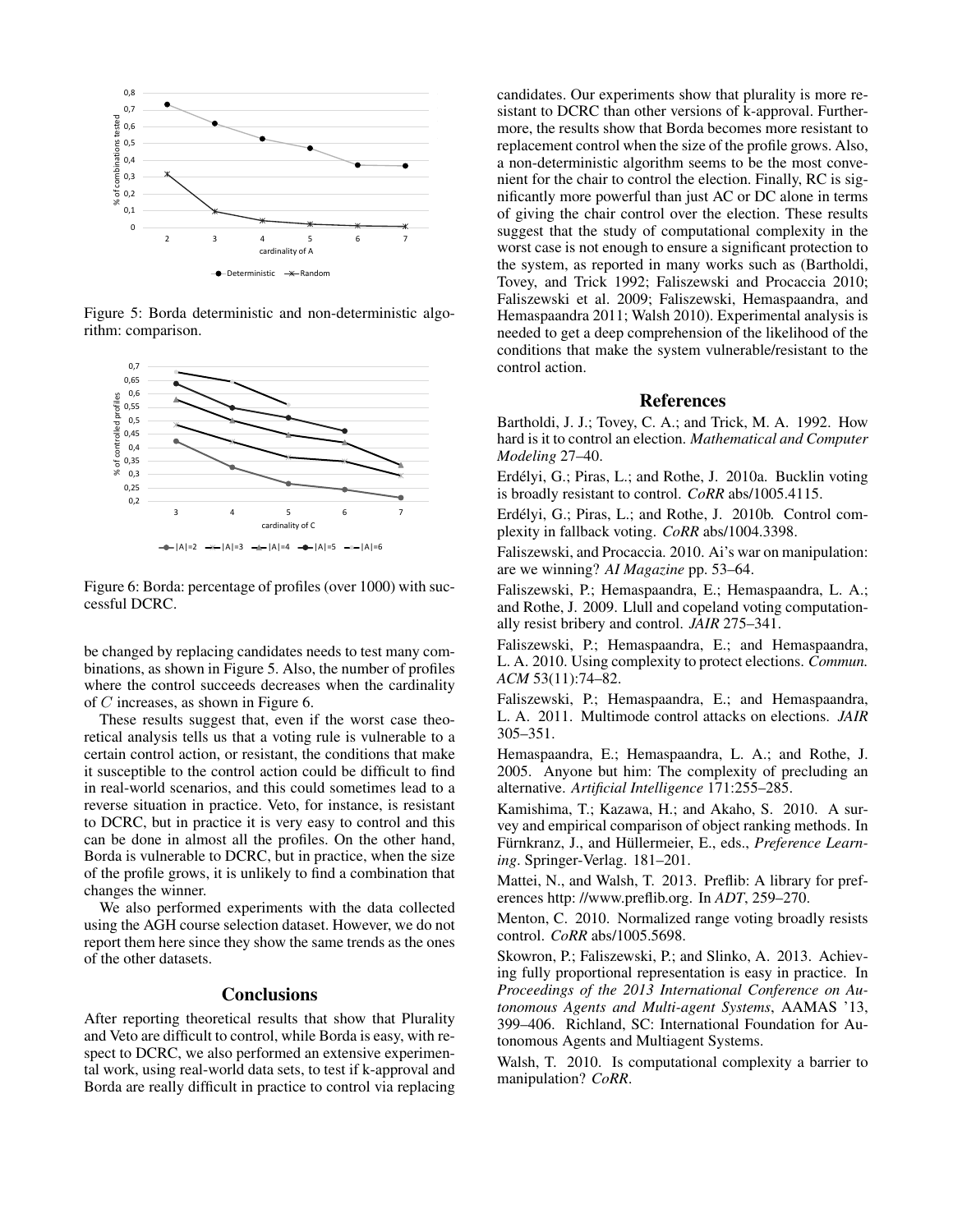0,8
0,7
0,6
0,5
0,4
0,3
0,2
0,1
0
% of combinations tested
2 3 4 5 6 7
cardinality of A
Deterministic Random

Figure 5: Borda deterministic and non-deterministic algorithm: comparison.

0,7
0,65
0,6
0,55
0,5
0,45
0,4
0,35
0,3
0,25
0,2
% of controlled profiles
3 4 5 6 7
cardinality of C
|A|=2 |A|=3 |A|=4 |A|=5 |A|=6

Figure 6: Borda: percentage of profiles (over 1000) with successful DCRC.

be changed by replacing candidates needs to test many combinations, as shown in Figure 5. Also, the number of profiles where the control succeeds decreases when the cardinality of $C$ increases, as shown in Figure 6.

These results suggest that, even if the worst case theoretical analysis tells us that a voting rule is vulnerable to a certain control action, or resistant, the conditions that make it susceptible to the control action could be difficult to find in real-world scenarios, and this could sometimes lead to a reverse situation in practice. Veto, for instance, is resistant to DCRC, but in practice it is very easy to control and this can be done in almost all the profiles. On the other hand, Borda is vulnerable to DCRC, but in practice, when the size of the profile grows, it is unlikely to find a combination that changes the winner.

We also performed experiments with the data collected using the AGH course selection dataset. However, we do not report them here since they show the same trends as the ones of the other datasets.

## Conclusions

After reporting theoretical results that show that Plurality and Veto are difficult to control, while Borda is easy, with respect to DCRC, we also performed an extensive experimental work, using real-world data sets, to test if k-approval and Borda are really difficult in practice to control via replacing candidates. Our experiments show that plurality is more resistant to DCRC than other versions of k-approval. Furthermore, the results show that Borda becomes more resistant to replacement control when the size of the profile grows. Also, a non-deterministic algorithm seems to be the most convenient for the chair to control the election. Finally, RC is significantly more powerful than just AC or DC alone in terms of giving the chair control over the election. These results suggest that the study of computational complexity in the worst case is not enough to ensure a significant protection to the system, as reported in many works such as (Bartholdi, Tovey, and Trick 1992; Faliszewski and Procaccia 2010; Faliszewski et al. 2009; Faliszewski, Hemaspaandra, and Hemaspaandra 2011; Walsh 2010). Experimental analysis is needed to get a deep comprehension of the likelihood of the conditions that make the system vulnerable/resistant to the control action.

## References

Bartholdi, J. J.; Tovey, C. A.; and Trick, M. A. 1992. How hard is it to control an election. *Mathematical and Computer Modeling* 27–40.

Erdélyi, G.; Piras, L.; and Rothe, J. 2010a. Bucklin voting is broadly resistant to control. *CoRR* abs/1005.4115.

Erdélyi, G.; Piras, L.; and Rothe, J. 2010b. Control complexity in fallback voting. *CoRR* abs/1004.3398.

Faliszewski, and Procaccia. 2010. Ai's war on manipulation: are we winning? *AI Magazine* pp. 53–64.

Faliszewski, P.; Hemaspaandra, E.; Hemaspaandra, L. A.; and Rothe, J. 2009. Llull and copeland voting computationally resist bribery and control. *JAIR* 275–341.

Faliszewski, P.; Hemaspaandra, E.; and Hemaspaandra, L. A. 2010. Using complexity to protect elections. *Commun. ACM* 53(11):74–82.

Faliszewski, P.; Hemaspaandra, E.; and Hemaspaandra, L. A. 2011. Multimode control attacks on elections. *JAIR* 305–351.

Hemaspaandra, E.; Hemaspaandra, L. A.; and Rothe, J. 2005. Anyone but him: The complexity of precluding an alternative. *Artificial Intelligence* 171:255–285.

Kamishima, T.; Kazawa, H.; and Akaho, S. 2010. A survey and empirical comparison of object ranking methods. In Fürnkranz, J., and Hüllermeier, E., eds., *Preference Learning*. Springer-Verlag. 181–201.

Mattei, N., and Walsh, T. 2013. Preflib: A library for preferences http: //www.preflib.org. In *ADT*, 259–270.

Menton, C. 2010. Normalized range voting broadly resists control. *CoRR* abs/1005.5698.

Skowron, P.; Faliszewski, P.; and Slinko, A. 2013. Achieving fully proportional representation is easy in practice. In *Proceedings of the 2013 International Conference on Autonomous Agents and Multi-agent Systems*, AAMAS '13, 399–406. Richland, SC: International Foundation for Autonomous Agents and Multiagent Systems.

Walsh, T. 2010. Is computational complexity a barrier to manipulation? *CoRR*.